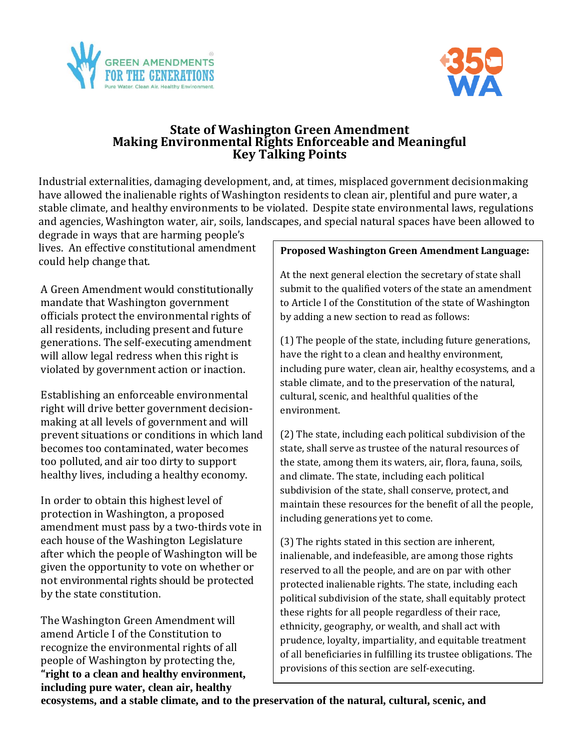# State of Washington Green Amendment
## Making Environmental Rights Enforceable and Meaningful
## Key Talking Points

Industrial externalities, damaging development, and, at times, misplaced government decisionmaking have allowed the inalienable rights of Washington residents to clean air, plentiful and pure water, a stable climate, and healthy environments to be violated. Despite state environmental laws, regulations and agencies, Washington water, air, soils, landscapes, and special natural spaces have been allowed to degrade in ways that are harming people's lives. An effective constitutional amendment could help change that.

A Green Amendment would constitutionally mandate that Washington government officials protect the environmental rights of all residents, including present and future generations. The self-executing amendment will allow legal redress when this right is violated by government action or inaction.

Establishing an enforceable environmental right will drive better government decision-making at all levels of government and will prevent situations or conditions in which land becomes too contaminated, water becomes too polluted, and air too dirty to support healthy lives, including a healthy economy.

In order to obtain this highest level of protection in Washington, a proposed amendment must pass by a two-thirds vote in each house of the Washington Legislature after which the people of Washington will be given the opportunity to vote on whether or not environmental rights should be protected by the state constitution.

The Washington Green Amendment will amend Article I of the Constitution to recognize the environmental rights of all people of Washington by protecting the, **"right to a clean and healthy environment, including pure water, clean air, healthy ecosystems, and a stable climate, and to the preservation of the natural, cultural, scenic, and**

---

**Proposed Washington Green Amendment Language:**

At the next general election the secretary of state shall submit to the qualified voters of the state an amendment to Article I of the Constitution of the state of Washington by adding a new section to read as follows:

(1) The people of the state, including future generations, have the right to a clean and healthy environment, including pure water, clean air, healthy ecosystems, and a stable climate, and to the preservation of the natural, cultural, scenic, and healthful qualities of the environment.

(2) The state, including each political subdivision of the state, shall serve as trustee of the natural resources of the state, among them its waters, air, flora, fauna, soils, and climate. The state, including each political subdivision of the state, shall conserve, protect, and maintain these resources for the benefit of all the people, including generations yet to come.

(3) The rights stated in this section are inherent, inalienable, and indefeasible, are among those rights reserved to all the people, and are on par with other protected inalienable rights. The state, including each political subdivision of the state, shall equitably protect these rights for all people regardless of their race, ethnicity, geography, or wealth, and shall act with prudence, loyalty, impartiality, and equitable treatment of all beneficiaries in fulfilling its trustee obligations. The provisions of this section are self-executing.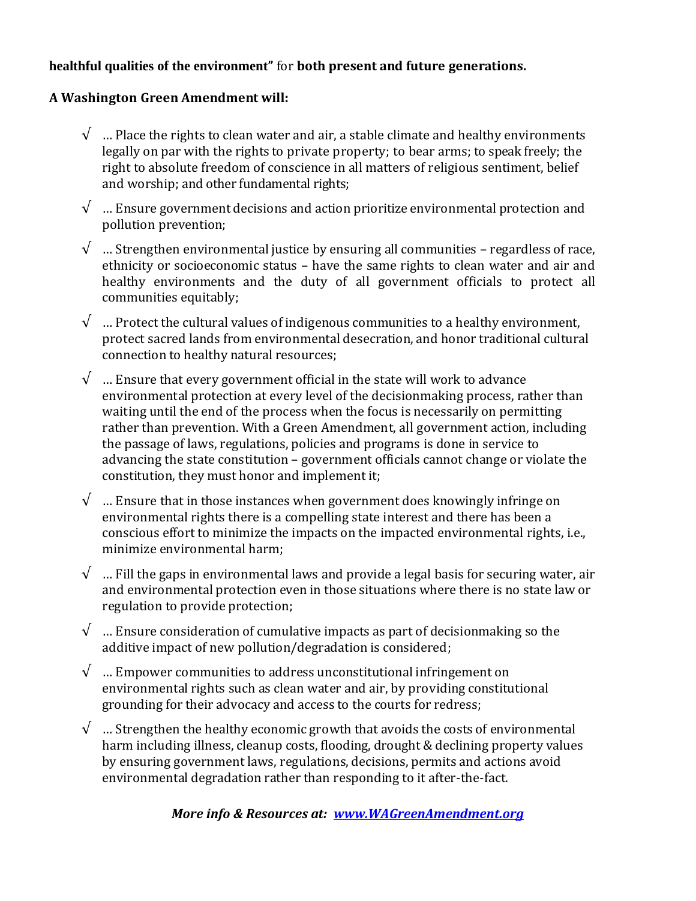**healthful qualities of the environment"** for **both present and future generations.**

**A Washington Green Amendment will:**

- √ … Place the rights to clean water and air, a stable climate and healthy environments legally on par with the rights to private property; to bear arms; to speak freely; the right to absolute freedom of conscience in all matters of religious sentiment, belief and worship; and other fundamental rights;
- √ … Ensure government decisions and action prioritize environmental protection and pollution prevention;
- √ … Strengthen environmental justice by ensuring all communities – regardless of race, ethnicity or socioeconomic status – have the same rights to clean water and air and healthy environments and the duty of all government officials to protect all communities equitably;
- √ … Protect the cultural values of indigenous communities to a healthy environment, protect sacred lands from environmental desecration, and honor traditional cultural connection to healthy natural resources;
- √ … Ensure that every government official in the state will work to advance environmental protection at every level of the decisionmaking process, rather than waiting until the end of the process when the focus is necessarily on permitting rather than prevention. With a Green Amendment, all government action, including the passage of laws, regulations, policies and programs is done in service to advancing the state constitution – government officials cannot change or violate the constitution, they must honor and implement it;
- √ … Ensure that in those instances when government does knowingly infringe on environmental rights there is a compelling state interest and there has been a conscious effort to minimize the impacts on the impacted environmental rights, i.e., minimize environmental harm;
- √ … Fill the gaps in environmental laws and provide a legal basis for securing water, air and environmental protection even in those situations where there is no state law or regulation to provide protection;
- √ … Ensure consideration of cumulative impacts as part of decisionmaking so the additive impact of new pollution/degradation is considered;
- √ … Empower communities to address unconstitutional infringement on environmental rights such as clean water and air, by providing constitutional grounding for their advocacy and access to the courts for redress;
- √ … Strengthen the healthy economic growth that avoids the costs of environmental harm including illness, cleanup costs, flooding, drought & declining property values by ensuring government laws, regulations, decisions, permits and actions avoid environmental degradation rather than responding to it after-the-fact.

***More info & Resources at: [www.WAGreenAmendment.org](http://www.WAGreenAmendment.org)***